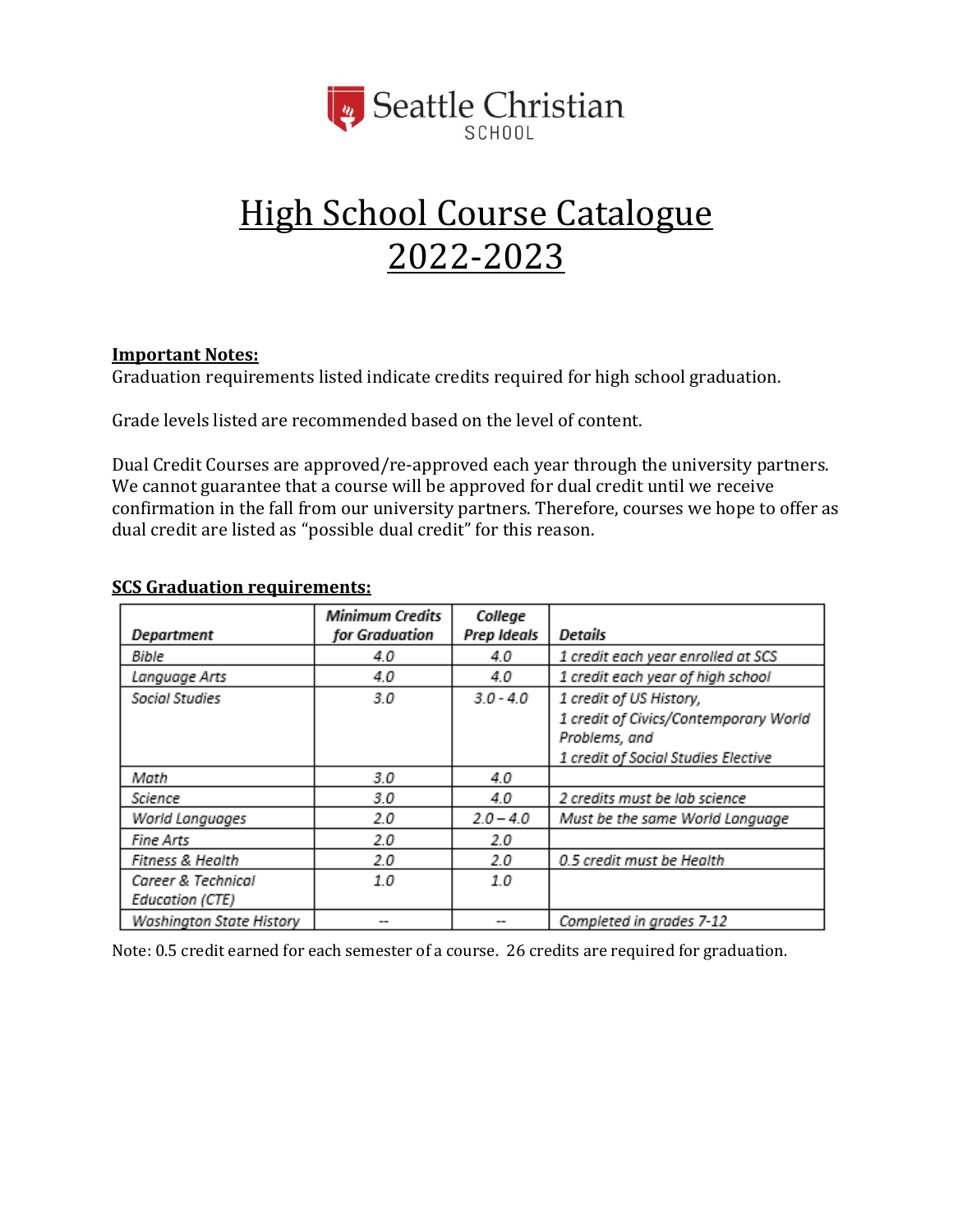Seattle Christian School

# High School Course Catalogue 2022-2023

**Important Notes:**

Graduation requirements listed indicate credits required for high school graduation.

Grade levels listed are recommended based on the level of content.

Dual Credit Courses are approved/re-approved each year through the university partners. We cannot guarantee that a course will be approved for dual credit until we receive confirmation in the fall from our university partners. Therefore, courses we hope to offer as dual credit are listed as "possible dual credit" for this reason.

**SCS Graduation requirements:**

| *Department* | *Minimum Credits for Graduation* | *College Prep Ideals* | *Details* |
|---|---|---|---|
| *Bible* | *4.0* | *4.0* | *1 credit each year enrolled at SCS* |
| *Language Arts* | *4.0* | *4.0* | *1 credit each year of high school* |
| *Social Studies* | *3.0* | *3.0 - 4.0* | *1 credit of US History, 1 credit of Civics/Contemporary World Problems, and 1 credit of Social Studies Elective* |
| *Math* | *3.0* | *4.0* | |
| *Science* | *3.0* | *4.0* | *2 credits must be lab science* |
| *World Languages* | *2.0* | *2.0 – 4.0* | *Must be the same World Language* |
| *Fine Arts* | *2.0* | *2.0* | |
| *Fitness & Health* | *2.0* | *2.0* | *0.5 credit must be Health* |
| *Career & Technical Education (CTE)* | *1.0* | *1.0* | |
| *Washington State History* | *--* | *--* | *Completed in grades 7-12* |

Note: 0.5 credit earned for each semester of a course. 26 credits are required for graduation.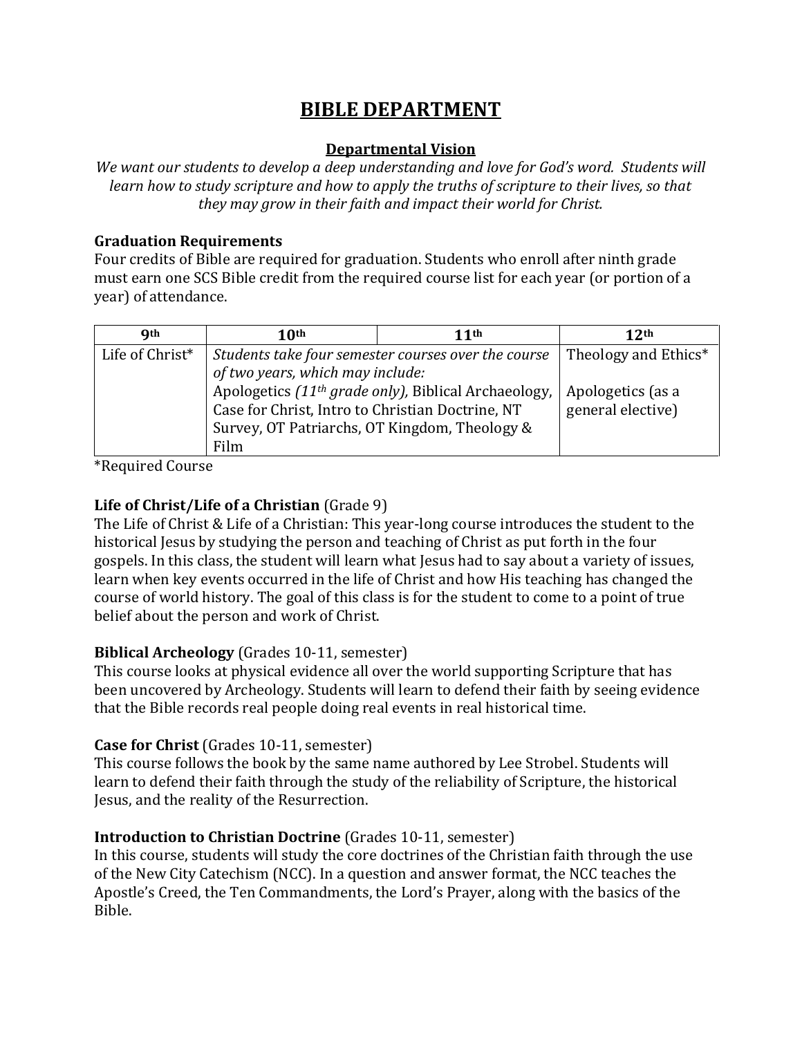// Bible Department curriculum page
# BIBLE DEPARTMENT

## Departmental Vision

*We want our students to develop a deep understanding and love for God's word. Students will learn how to study scripture and how to apply the truths of scripture to their lives, so that they may grow in their faith and impact their world for Christ.*

### Graduation Requirements

Four credits of Bible are required for graduation. Students who enroll after ninth grade must earn one SCS Bible credit from the required course list for each year (or portion of a year) of attendance.

| 9th | 10th | 11th | 12th |
|---|---|---|---|
| Life of Christ* | *Students take four semester courses over the course of two years, which may include:* Apologetics *(11th grade only)*, Biblical Archaeology, Case for Christ, Intro to Christian Doctrine, NT Survey, OT Patriarchs, OT Kingdom, Theology & Film | | Theology and Ethics*<br><br>Apologetics (as a general elective) |

*Required Course

**Life of Christ/Life of a Christian** (Grade 9)

The Life of Christ & Life of a Christian: This year-long course introduces the student to the historical Jesus by studying the person and teaching of Christ as put forth in the four gospels. In this class, the student will learn what Jesus had to say about a variety of issues, learn when key events occurred in the life of Christ and how His teaching has changed the course of world history. The goal of this class is for the student to come to a point of true belief about the person and work of Christ.

**Biblical Archeology** (Grades 10-11, semester)

This course looks at physical evidence all over the world supporting Scripture that has been uncovered by Archeology. Students will learn to defend their faith by seeing evidence that the Bible records real people doing real events in real historical time.

**Case for Christ** (Grades 10-11, semester)

This course follows the book by the same name authored by Lee Strobel. Students will learn to defend their faith through the study of the reliability of Scripture, the historical Jesus, and the reality of the Resurrection.

**Introduction to Christian Doctrine** (Grades 10-11, semester)

In this course, students will study the core doctrines of the Christian faith through the use of the New City Catechism (NCC). In a question and answer format, the NCC teaches the Apostle's Creed, the Ten Commandments, the Lord's Prayer, along with the basics of the Bible.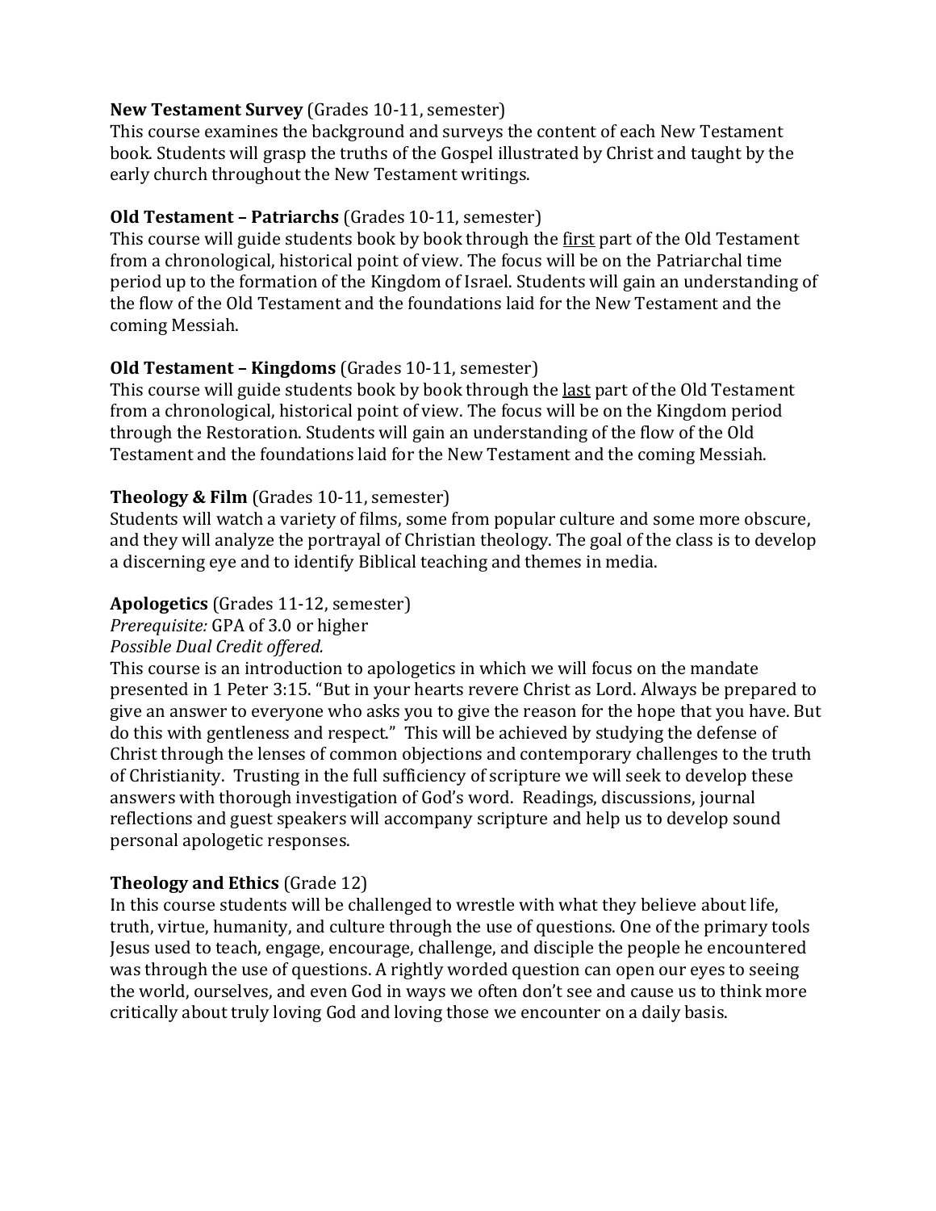**New Testament Survey** (Grades 10-11, semester)
This course examines the background and surveys the content of each New Testament book. Students will grasp the truths of the Gospel illustrated by Christ and taught by the early church throughout the New Testament writings.

**Old Testament – Patriarchs** (Grades 10-11, semester)
This course will guide students book by book through the <u>first</u> part of the Old Testament from a chronological, historical point of view. The focus will be on the Patriarchal time period up to the formation of the Kingdom of Israel. Students will gain an understanding of the flow of the Old Testament and the foundations laid for the New Testament and the coming Messiah.

**Old Testament – Kingdoms** (Grades 10-11, semester)
This course will guide students book by book through the <u>last</u> part of the Old Testament from a chronological, historical point of view. The focus will be on the Kingdom period through the Restoration. Students will gain an understanding of the flow of the Old Testament and the foundations laid for the New Testament and the coming Messiah.

**Theology & Film** (Grades 10-11, semester)
Students will watch a variety of films, some from popular culture and some more obscure, and they will analyze the portrayal of Christian theology. The goal of the class is to develop a discerning eye and to identify Biblical teaching and themes in media.

**Apologetics** (Grades 11-12, semester)
*Prerequisite:* GPA of 3.0 or higher
*Possible Dual Credit offered.*
This course is an introduction to apologetics in which we will focus on the mandate presented in 1 Peter 3:15. "But in your hearts revere Christ as Lord. Always be prepared to give an answer to everyone who asks you to give the reason for the hope that you have. But do this with gentleness and respect." This will be achieved by studying the defense of Christ through the lenses of common objections and contemporary challenges to the truth of Christianity. Trusting in the full sufficiency of scripture we will seek to develop these answers with thorough investigation of God's word. Readings, discussions, journal reflections and guest speakers will accompany scripture and help us to develop sound personal apologetic responses.

**Theology and Ethics** (Grade 12)
In this course students will be challenged to wrestle with what they believe about life, truth, virtue, humanity, and culture through the use of questions. One of the primary tools Jesus used to teach, engage, encourage, challenge, and disciple the people he encountered was through the use of questions. A rightly worded question can open our eyes to seeing the world, ourselves, and even God in ways we often don't see and cause us to think more critically about truly loving God and loving those we encounter on a daily basis.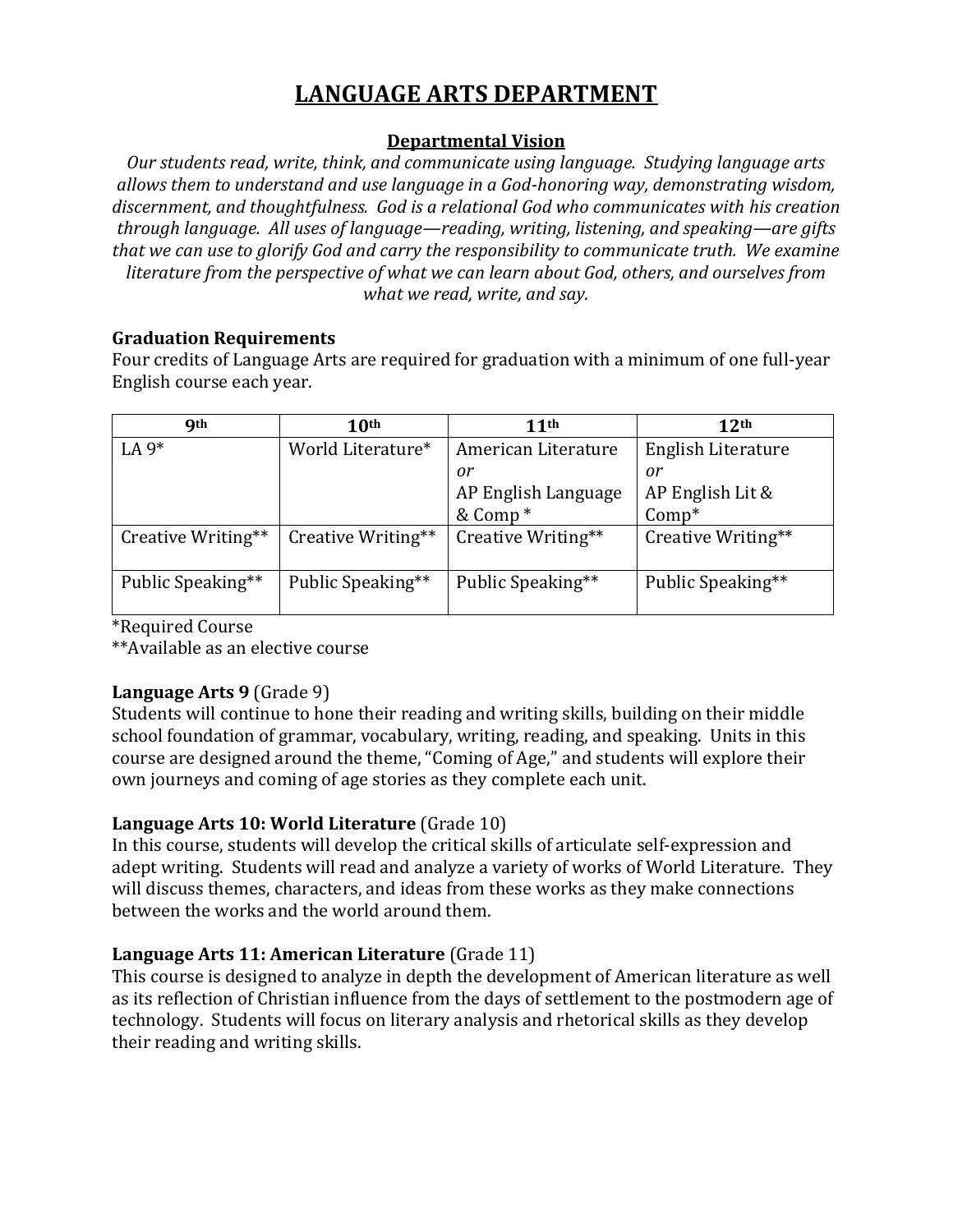# LANGUAGE ARTS DEPARTMENT

## Departmental Vision

*Our students read, write, think, and communicate using language. Studying language arts allows them to understand and use language in a God-honoring way, demonstrating wisdom, discernment, and thoughtfulness. God is a relational God who communicates with his creation through language. All uses of language—reading, writing, listening, and speaking—are gifts that we can use to glorify God and carry the responsibility to communicate truth. We examine literature from the perspective of what we can learn about God, others, and ourselves from what we read, write, and say.*

**Graduation Requirements**

Four credits of Language Arts are required for graduation with a minimum of one full-year English course each year.

| 9th | 10th | 11th | 12th |
|---|---|---|---|
| LA 9* | World Literature* | American Literature *or* AP English Language & Comp * | English Literature *or* AP English Lit & Comp* |
| Creative Writing** | Creative Writing** | Creative Writing** | Creative Writing** |
| Public Speaking** | Public Speaking** | Public Speaking** | Public Speaking** |

*Required Course

**Available as an elective course

**Language Arts 9** (Grade 9)

Students will continue to hone their reading and writing skills, building on their middle school foundation of grammar, vocabulary, writing, reading, and speaking. Units in this course are designed around the theme, "Coming of Age," and students will explore their own journeys and coming of age stories as they complete each unit.

**Language Arts 10: World Literature** (Grade 10)

In this course, students will develop the critical skills of articulate self-expression and adept writing. Students will read and analyze a variety of works of World Literature. They will discuss themes, characters, and ideas from these works as they make connections between the works and the world around them.

**Language Arts 11: American Literature** (Grade 11)

This course is designed to analyze in depth the development of American literature as well as its reflection of Christian influence from the days of settlement to the postmodern age of technology. Students will focus on literary analysis and rhetorical skills as they develop their reading and writing skills.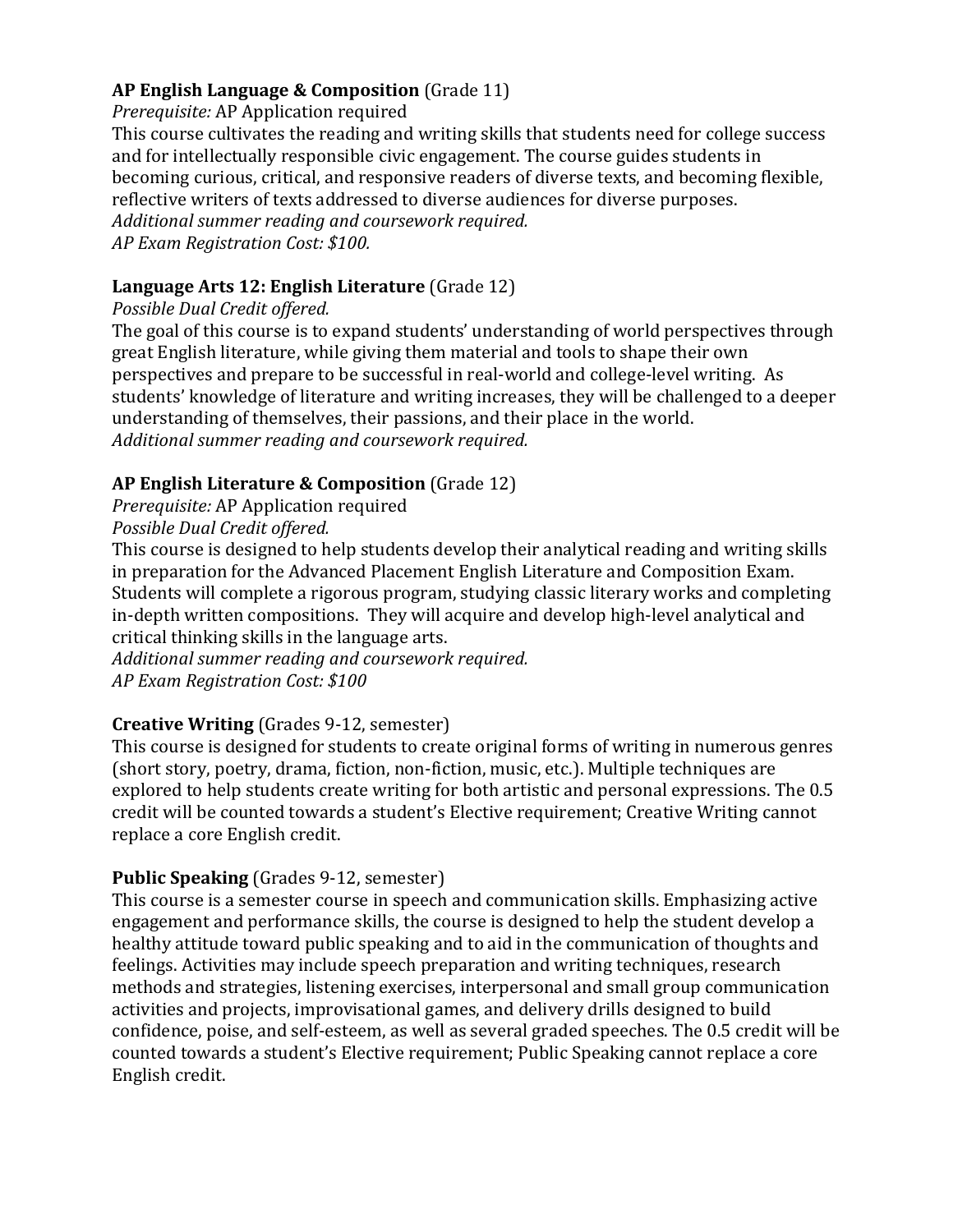**AP English Language & Composition** (Grade 11)

*Prerequisite:* AP Application required

This course cultivates the reading and writing skills that students need for college success and for intellectually responsible civic engagement. The course guides students in becoming curious, critical, and responsive readers of diverse texts, and becoming flexible, reflective writers of texts addressed to diverse audiences for diverse purposes.

*Additional summer reading and coursework required.*

*AP Exam Registration Cost: $100.*

**Language Arts 12: English Literature** (Grade 12)

*Possible Dual Credit offered.*

The goal of this course is to expand students' understanding of world perspectives through great English literature, while giving them material and tools to shape their own perspectives and prepare to be successful in real-world and college-level writing. As students' knowledge of literature and writing increases, they will be challenged to a deeper understanding of themselves, their passions, and their place in the world.

*Additional summer reading and coursework required.*

**AP English Literature & Composition** (Grade 12)

*Prerequisite:* AP Application required

*Possible Dual Credit offered.*

This course is designed to help students develop their analytical reading and writing skills in preparation for the Advanced Placement English Literature and Composition Exam. Students will complete a rigorous program, studying classic literary works and completing in-depth written compositions. They will acquire and develop high-level analytical and critical thinking skills in the language arts.

*Additional summer reading and coursework required.*

*AP Exam Registration Cost: $100*

**Creative Writing** (Grades 9-12, semester)

This course is designed for students to create original forms of writing in numerous genres (short story, poetry, drama, fiction, non-fiction, music, etc.). Multiple techniques are explored to help students create writing for both artistic and personal expressions. The 0.5 credit will be counted towards a student's Elective requirement; Creative Writing cannot replace a core English credit.

**Public Speaking** (Grades 9-12, semester)

This course is a semester course in speech and communication skills. Emphasizing active engagement and performance skills, the course is designed to help the student develop a healthy attitude toward public speaking and to aid in the communication of thoughts and feelings. Activities may include speech preparation and writing techniques, research methods and strategies, listening exercises, interpersonal and small group communication activities and projects, improvisational games, and delivery drills designed to build confidence, poise, and self-esteem, as well as several graded speeches. The 0.5 credit will be counted towards a student's Elective requirement; Public Speaking cannot replace a core English credit.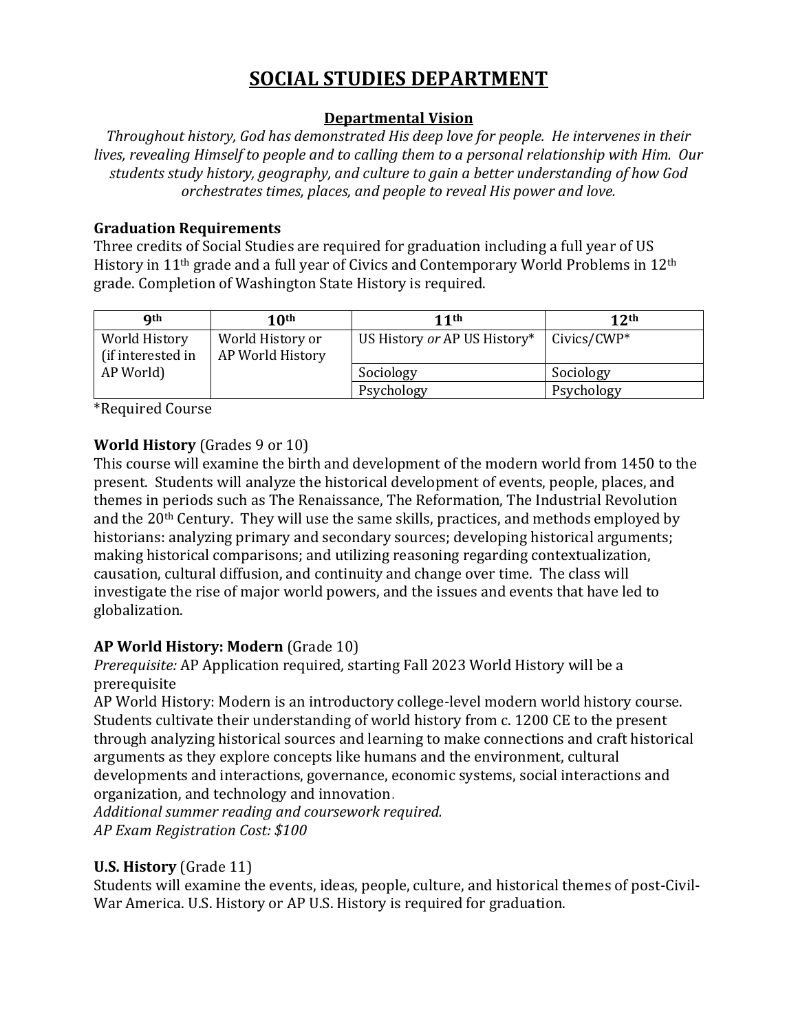# SOCIAL STUDIES DEPARTMENT

## Departmental Vision

*Throughout history, God has demonstrated His deep love for people. He intervenes in their lives, revealing Himself to people and to calling them to a personal relationship with Him. Our students study history, geography, and culture to gain a better understanding of how God orchestrates times, places, and people to reveal His power and love.*

### Graduation Requirements

Three credits of Social Studies are required for graduation including a full year of US History in 11th grade and a full year of Civics and Contemporary World Problems in 12th grade. Completion of Washington State History is required.

| 9th | 10th | 11th | 12th |
|---|---|---|---|
| World History (if interested in AP World) | World History or AP World History | US History *or* AP US History* | Civics/CWP* |
| | | Sociology | Sociology |
| | | Psychology | Psychology |

*Required Course

**World History** (Grades 9 or 10)
This course will examine the birth and development of the modern world from 1450 to the present. Students will analyze the historical development of events, people, places, and themes in periods such as The Renaissance, The Reformation, The Industrial Revolution and the 20th Century. They will use the same skills, practices, and methods employed by historians: analyzing primary and secondary sources; developing historical arguments; making historical comparisons; and utilizing reasoning regarding contextualization, causation, cultural diffusion, and continuity and change over time. The class will investigate the rise of major world powers, and the issues and events that have led to globalization.

**AP World History: Modern** (Grade 10)
*Prerequisite:* AP Application required, starting Fall 2023 World History will be a prerequisite
AP World History: Modern is an introductory college-level modern world history course. Students cultivate their understanding of world history from c. 1200 CE to the present through analyzing historical sources and learning to make connections and craft historical arguments as they explore concepts like humans and the environment, cultural developments and interactions, governance, economic systems, social interactions and organization, and technology and innovation.
*Additional summer reading and coursework required.*
*AP Exam Registration Cost: $100*

**U.S. History** (Grade 11)
Students will examine the events, ideas, people, culture, and historical themes of post-Civil-War America. U.S. History or AP U.S. History is required for graduation.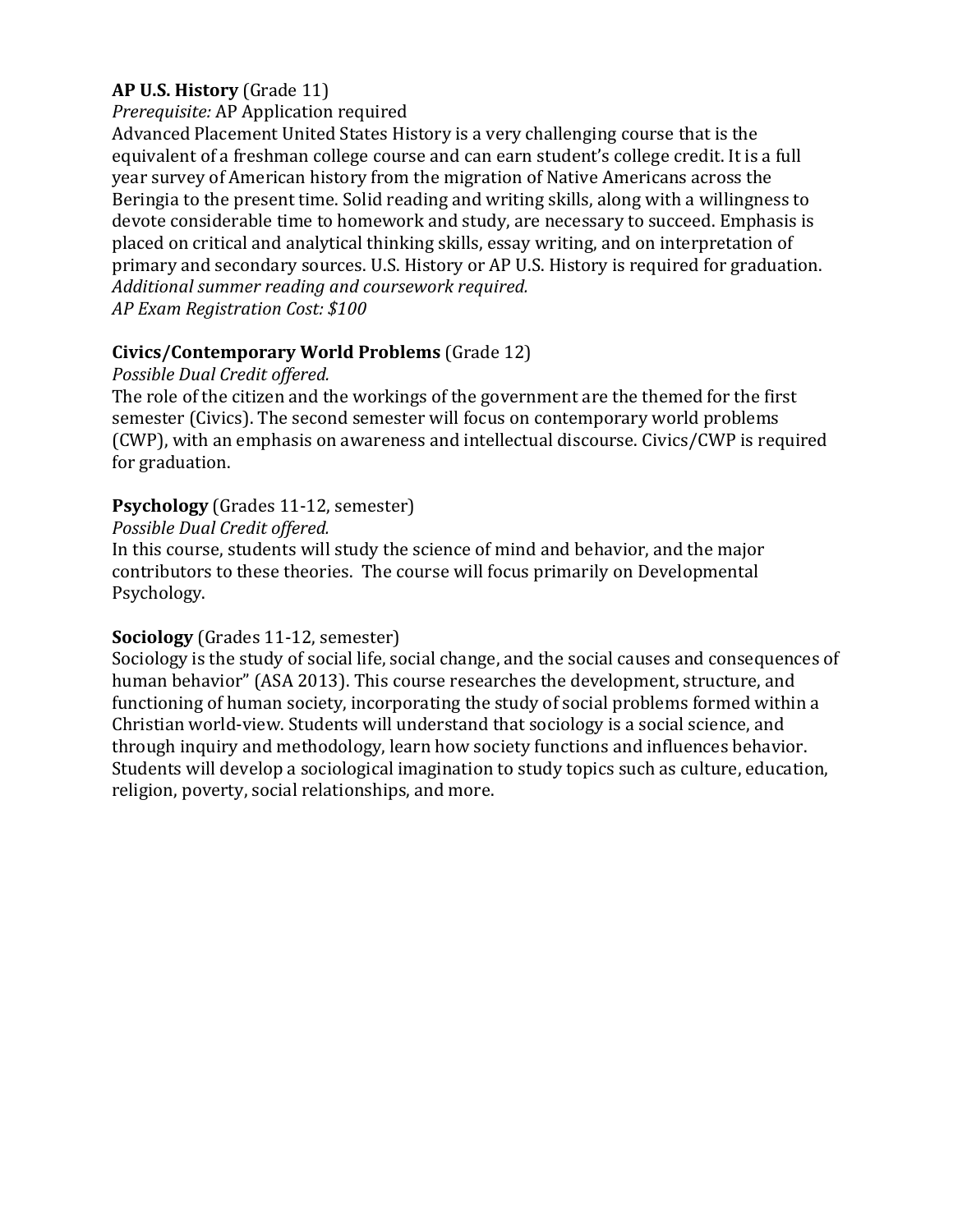**AP U.S. History** (Grade 11)

*Prerequisite:* AP Application required

Advanced Placement United States History is a very challenging course that is the equivalent of a freshman college course and can earn student's college credit. It is a full year survey of American history from the migration of Native Americans across the Beringia to the present time. Solid reading and writing skills, along with a willingness to devote considerable time to homework and study, are necessary to succeed. Emphasis is placed on critical and analytical thinking skills, essay writing, and on interpretation of primary and secondary sources. U.S. History or AP U.S. History is required for graduation.

*Additional summer reading and coursework required.*

*AP Exam Registration Cost: $100*

**Civics/Contemporary World Problems** (Grade 12)

*Possible Dual Credit offered.*

The role of the citizen and the workings of the government are the themed for the first semester (Civics). The second semester will focus on contemporary world problems (CWP), with an emphasis on awareness and intellectual discourse. Civics/CWP is required for graduation.

**Psychology** (Grades 11-12, semester)

*Possible Dual Credit offered.*

In this course, students will study the science of mind and behavior, and the major contributors to these theories. The course will focus primarily on Developmental Psychology.

**Sociology** (Grades 11-12, semester)

Sociology is the study of social life, social change, and the social causes and consequences of human behavior" (ASA 2013). This course researches the development, structure, and functioning of human society, incorporating the study of social problems formed within a Christian world-view. Students will understand that sociology is a social science, and through inquiry and methodology, learn how society functions and influences behavior. Students will develop a sociological imagination to study topics such as culture, education, religion, poverty, social relationships, and more.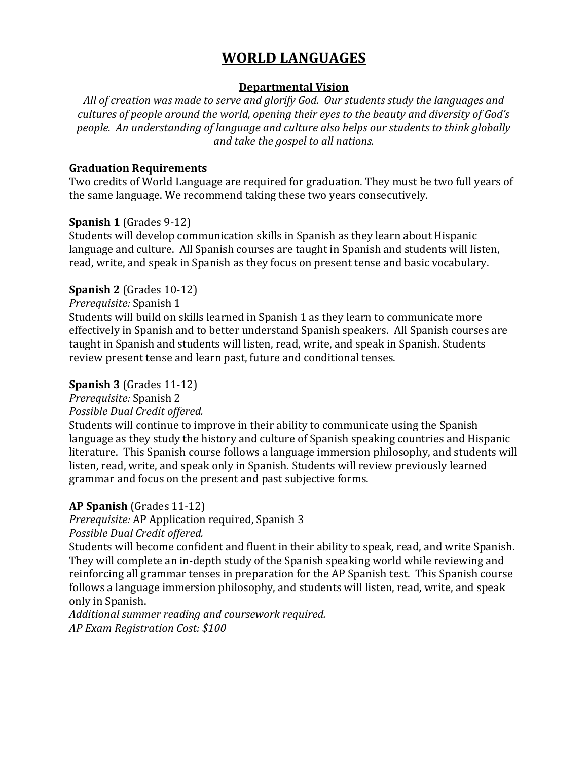# WORLD LANGUAGES

## Departmental Vision

*All of creation was made to serve and glorify God. Our students study the languages and cultures of people around the world, opening their eyes to the beauty and diversity of God's people. An understanding of language and culture also helps our students to think globally and take the gospel to all nations.*

**Graduation Requirements**

Two credits of World Language are required for graduation. They must be two full years of the same language. We recommend taking these two years consecutively.

**Spanish 1** (Grades 9-12)

Students will develop communication skills in Spanish as they learn about Hispanic language and culture. All Spanish courses are taught in Spanish and students will listen, read, write, and speak in Spanish as they focus on present tense and basic vocabulary.

**Spanish 2** (Grades 10-12)

*Prerequisite:* Spanish 1

Students will build on skills learned in Spanish 1 as they learn to communicate more effectively in Spanish and to better understand Spanish speakers. All Spanish courses are taught in Spanish and students will listen, read, write, and speak in Spanish. Students review present tense and learn past, future and conditional tenses.

**Spanish 3** (Grades 11-12)

*Prerequisite:* Spanish 2

*Possible Dual Credit offered.*

Students will continue to improve in their ability to communicate using the Spanish language as they study the history and culture of Spanish speaking countries and Hispanic literature. This Spanish course follows a language immersion philosophy, and students will listen, read, write, and speak only in Spanish. Students will review previously learned grammar and focus on the present and past subjective forms.

**AP Spanish** (Grades 11-12)

*Prerequisite:* AP Application required, Spanish 3

*Possible Dual Credit offered.*

Students will become confident and fluent in their ability to speak, read, and write Spanish. They will complete an in-depth study of the Spanish speaking world while reviewing and reinforcing all grammar tenses in preparation for the AP Spanish test. This Spanish course follows a language immersion philosophy, and students will listen, read, write, and speak only in Spanish.

*Additional summer reading and coursework required.*

*AP Exam Registration Cost: $100*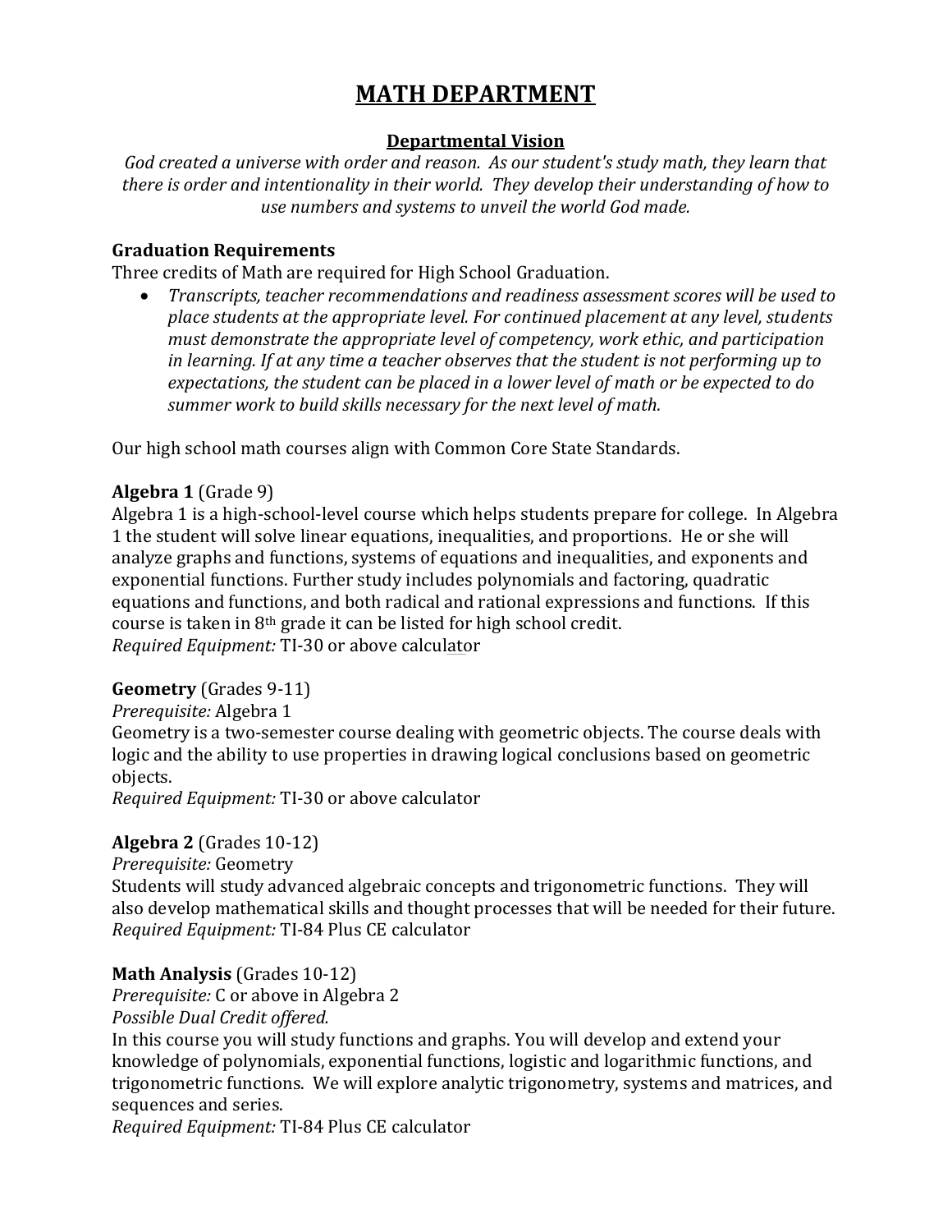# MATH DEPARTMENT

## Departmental Vision

*God created a universe with order and reason. As our student's study math, they learn that there is order and intentionality in their world. They develop their understanding of how to use numbers and systems to unveil the world God made.*

### Graduation Requirements

Three credits of Math are required for High School Graduation.

- *Transcripts, teacher recommendations and readiness assessment scores will be used to place students at the appropriate level. For continued placement at any level, students must demonstrate the appropriate level of competency, work ethic, and participation in learning. If at any time a teacher observes that the student is not performing up to expectations, the student can be placed in a lower level of math or be expected to do summer work to build skills necessary for the next level of math.*

Our high school math courses align with Common Core State Standards.

**Algebra 1** (Grade 9)
Algebra 1 is a high-school-level course which helps students prepare for college. In Algebra 1 the student will solve linear equations, inequalities, and proportions. He or she will analyze graphs and functions, systems of equations and inequalities, and exponents and exponential functions. Further study includes polynomials and factoring, quadratic equations and functions, and both radical and rational expressions and functions. If this course is taken in 8th grade it can be listed for high school credit.
*Required Equipment:* TI-30 or above calculator

**Geometry** (Grades 9-11)
*Prerequisite:* Algebra 1
Geometry is a two-semester course dealing with geometric objects. The course deals with logic and the ability to use properties in drawing logical conclusions based on geometric objects.
*Required Equipment:* TI-30 or above calculator

**Algebra 2** (Grades 10-12)
*Prerequisite:* Geometry
Students will study advanced algebraic concepts and trigonometric functions. They will also develop mathematical skills and thought processes that will be needed for their future.
*Required Equipment:* TI-84 Plus CE calculator

**Math Analysis** (Grades 10-12)
*Prerequisite:* C or above in Algebra 2
*Possible Dual Credit offered.*
In this course you will study functions and graphs. You will develop and extend your knowledge of polynomials, exponential functions, logistic and logarithmic functions, and trigonometric functions. We will explore analytic trigonometry, systems and matrices, and sequences and series.
*Required Equipment:* TI-84 Plus CE calculator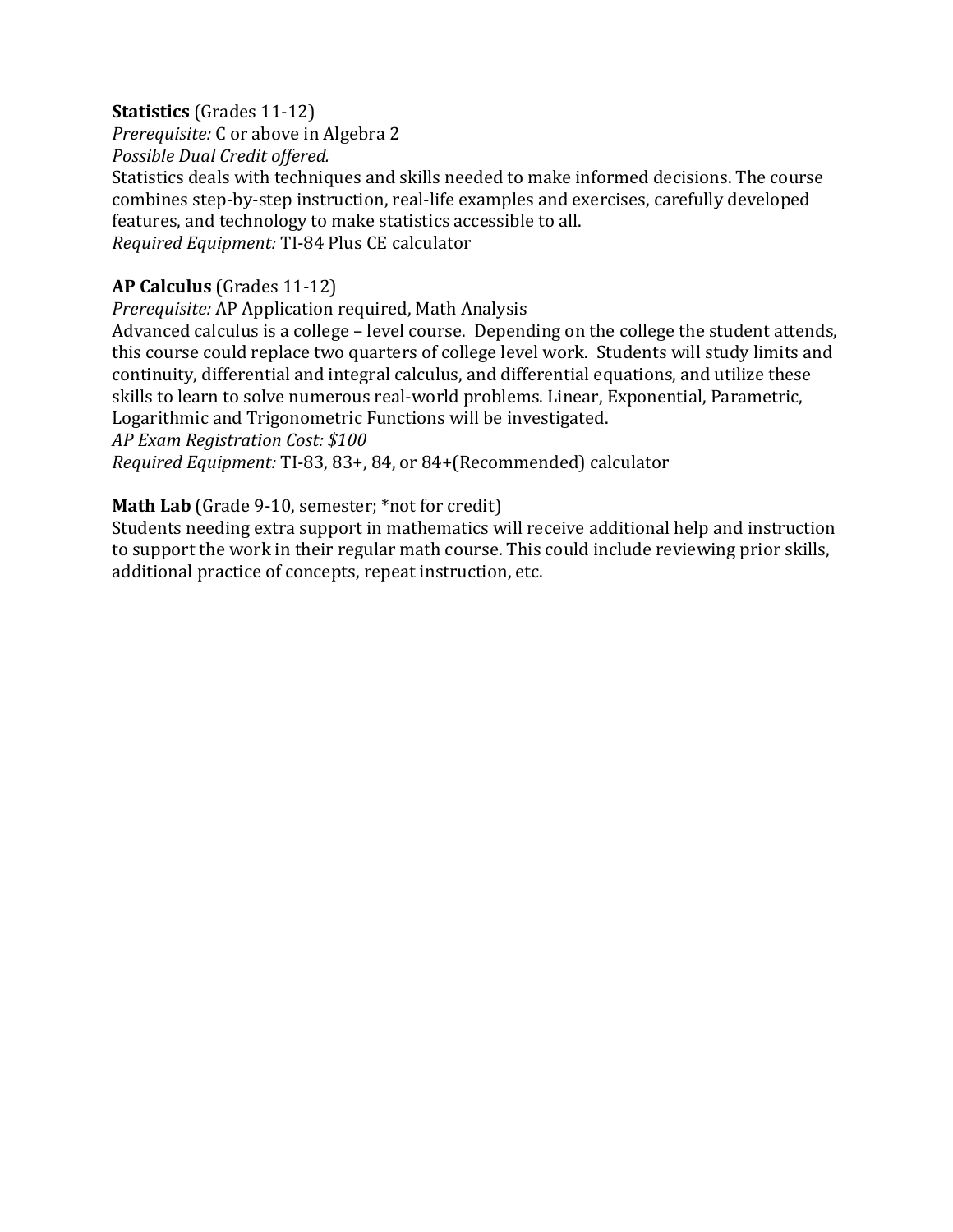**Statistics** (Grades 11-12)
*Prerequisite:* C or above in Algebra 2
*Possible Dual Credit offered.*
Statistics deals with techniques and skills needed to make informed decisions. The course combines step-by-step instruction, real-life examples and exercises, carefully developed features, and technology to make statistics accessible to all.
*Required Equipment:* TI-84 Plus CE calculator

**AP Calculus** (Grades 11-12)
*Prerequisite:* AP Application required, Math Analysis
Advanced calculus is a college – level course. Depending on the college the student attends, this course could replace two quarters of college level work. Students will study limits and continuity, differential and integral calculus, and differential equations, and utilize these skills to learn to solve numerous real-world problems. Linear, Exponential, Parametric, Logarithmic and Trigonometric Functions will be investigated.
*AP Exam Registration Cost: $100*
*Required Equipment:* TI-83, 83+, 84, or 84+(Recommended) calculator

**Math Lab** (Grade 9-10, semester; *not for credit)
Students needing extra support in mathematics will receive additional help and instruction to support the work in their regular math course. This could include reviewing prior skills, additional practice of concepts, repeat instruction, etc.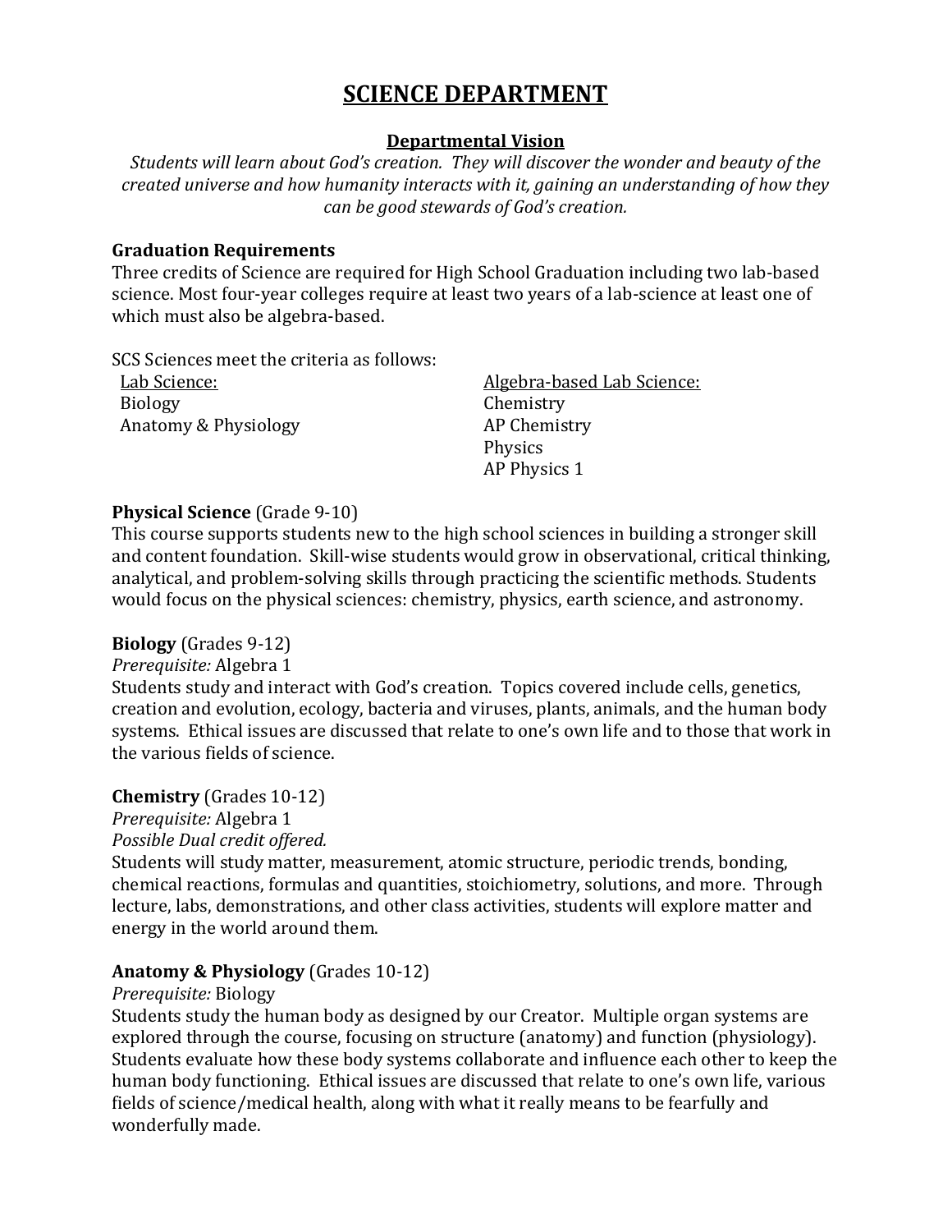# SCIENCE DEPARTMENT

## Departmental Vision

*Students will learn about God's creation. They will discover the wonder and beauty of the created universe and how humanity interacts with it, gaining an understanding of how they can be good stewards of God's creation.*

### Graduation Requirements

Three credits of Science are required for High School Graduation including two lab-based science. Most four-year colleges require at least two years of a lab-science at least one of which must also be algebra-based.

SCS Sciences meet the criteria as follows:

| Lab Science: | Algebra-based Lab Science: |
|---|---|
| Biology | Chemistry |
| Anatomy & Physiology | AP Chemistry |
| | Physics |
| | AP Physics 1 |

**Physical Science** (Grade 9-10)

This course supports students new to the high school sciences in building a stronger skill and content foundation. Skill-wise students would grow in observational, critical thinking, analytical, and problem-solving skills through practicing the scientific methods. Students would focus on the physical sciences: chemistry, physics, earth science, and astronomy.

**Biology** (Grades 9-12)

*Prerequisite:* Algebra 1

Students study and interact with God's creation. Topics covered include cells, genetics, creation and evolution, ecology, bacteria and viruses, plants, animals, and the human body systems. Ethical issues are discussed that relate to one's own life and to those that work in the various fields of science.

**Chemistry** (Grades 10-12)

*Prerequisite:* Algebra 1

*Possible Dual credit offered.*

Students will study matter, measurement, atomic structure, periodic trends, bonding, chemical reactions, formulas and quantities, stoichiometry, solutions, and more. Through lecture, labs, demonstrations, and other class activities, students will explore matter and energy in the world around them.

**Anatomy & Physiology** (Grades 10-12)

*Prerequisite:* Biology

Students study the human body as designed by our Creator. Multiple organ systems are explored through the course, focusing on structure (anatomy) and function (physiology). Students evaluate how these body systems collaborate and influence each other to keep the human body functioning. Ethical issues are discussed that relate to one's own life, various fields of science/medical health, along with what it really means to be fearfully and wonderfully made.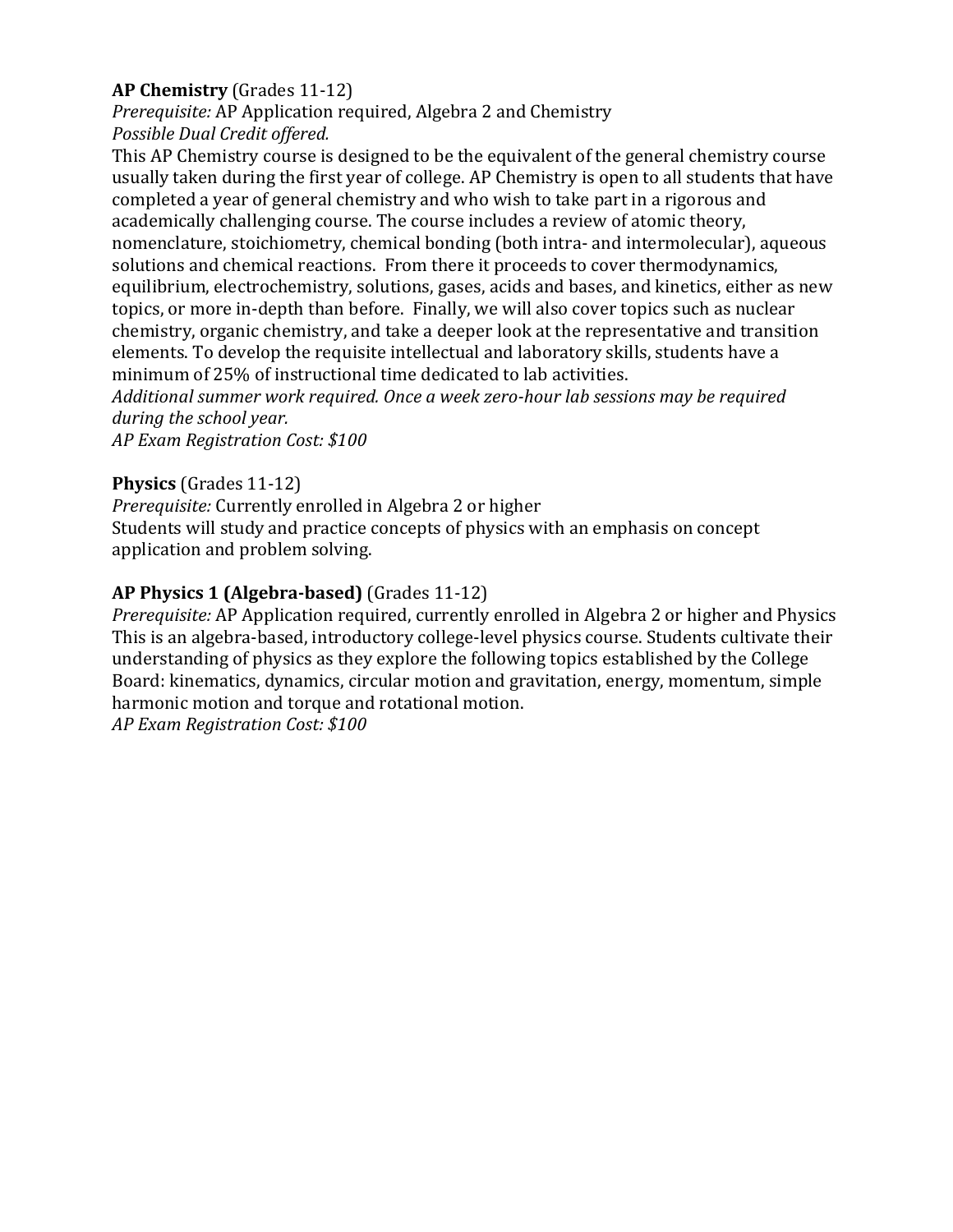**AP Chemistry** (Grades 11-12)
*Prerequisite:* AP Application required, Algebra 2 and Chemistry
*Possible Dual Credit offered.*
This AP Chemistry course is designed to be the equivalent of the general chemistry course usually taken during the first year of college. AP Chemistry is open to all students that have completed a year of general chemistry and who wish to take part in a rigorous and academically challenging course. The course includes a review of atomic theory, nomenclature, stoichiometry, chemical bonding (both intra- and intermolecular), aqueous solutions and chemical reactions. From there it proceeds to cover thermodynamics, equilibrium, electrochemistry, solutions, gases, acids and bases, and kinetics, either as new topics, or more in-depth than before. Finally, we will also cover topics such as nuclear chemistry, organic chemistry, and take a deeper look at the representative and transition elements. To develop the requisite intellectual and laboratory skills, students have a minimum of 25% of instructional time dedicated to lab activities.
*Additional summer work required. Once a week zero-hour lab sessions may be required during the school year.*
*AP Exam Registration Cost: $100*

**Physics** (Grades 11-12)
*Prerequisite:* Currently enrolled in Algebra 2 or higher
Students will study and practice concepts of physics with an emphasis on concept application and problem solving.

**AP Physics 1 (Algebra-based)** (Grades 11-12)
*Prerequisite:* AP Application required, currently enrolled in Algebra 2 or higher and Physics
This is an algebra-based, introductory college-level physics course. Students cultivate their understanding of physics as they explore the following topics established by the College Board: kinematics, dynamics, circular motion and gravitation, energy, momentum, simple harmonic motion and torque and rotational motion.
*AP Exam Registration Cost: $100*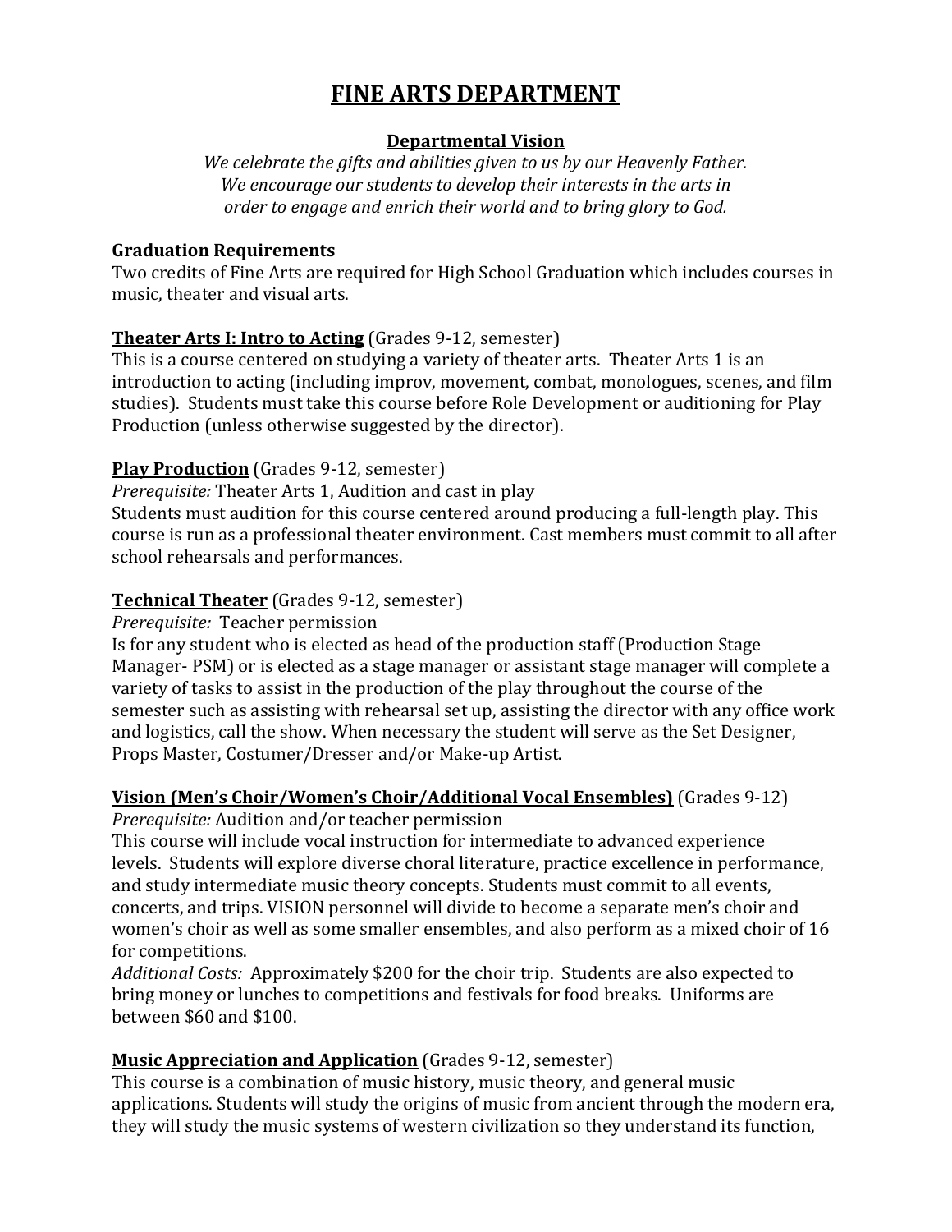# FINE ARTS DEPARTMENT

## Departmental Vision

*We celebrate the gifts and abilities given to us by our Heavenly Father. We encourage our students to develop their interests in the arts in order to engage and enrich their world and to bring glory to God.*

**Graduation Requirements**
Two credits of Fine Arts are required for High School Graduation which includes courses in music, theater and visual arts.

**Theater Arts I: Intro to Acting** (Grades 9-12, semester)
This is a course centered on studying a variety of theater arts. Theater Arts 1 is an introduction to acting (including improv, movement, combat, monologues, scenes, and film studies). Students must take this course before Role Development or auditioning for Play Production (unless otherwise suggested by the director).

**Play Production** (Grades 9-12, semester)
*Prerequisite:* Theater Arts 1, Audition and cast in play
Students must audition for this course centered around producing a full-length play. This course is run as a professional theater environment. Cast members must commit to all after school rehearsals and performances.

**Technical Theater** (Grades 9-12, semester)
*Prerequisite:* Teacher permission
Is for any student who is elected as head of the production staff (Production Stage Manager- PSM) or is elected as a stage manager or assistant stage manager will complete a variety of tasks to assist in the production of the play throughout the course of the semester such as assisting with rehearsal set up, assisting the director with any office work and logistics, call the show. When necessary the student will serve as the Set Designer, Props Master, Costumer/Dresser and/or Make-up Artist.

**Vision (Men's Choir/Women's Choir/Additional Vocal Ensembles)** (Grades 9-12)
*Prerequisite:* Audition and/or teacher permission
This course will include vocal instruction for intermediate to advanced experience levels. Students will explore diverse choral literature, practice excellence in performance, and study intermediate music theory concepts. Students must commit to all events, concerts, and trips. VISION personnel will divide to become a separate men's choir and women's choir as well as some smaller ensembles, and also perform as a mixed choir of 16 for competitions.
*Additional Costs:* Approximately $200 for the choir trip. Students are also expected to bring money or lunches to competitions and festivals for food breaks. Uniforms are between $60 and $100.

**Music Appreciation and Application** (Grades 9-12, semester)
This course is a combination of music history, music theory, and general music applications. Students will study the origins of music from ancient through the modern era, they will study the music systems of western civilization so they understand its function,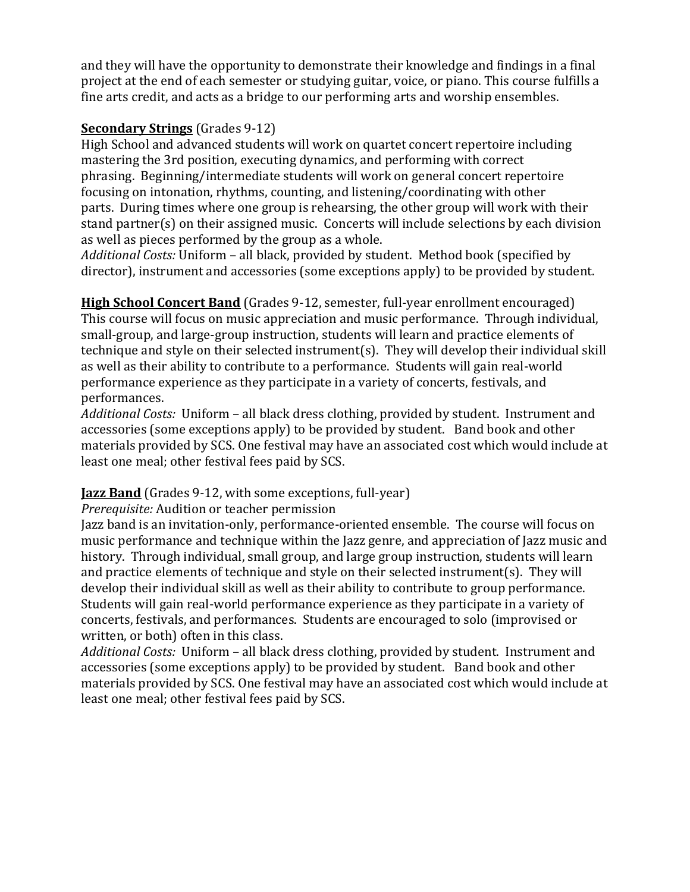and they will have the opportunity to demonstrate their knowledge and findings in a final project at the end of each semester or studying guitar, voice, or piano. This course fulfills a fine arts credit, and acts as a bridge to our performing arts and worship ensembles.

**Secondary Strings** (Grades 9-12)
High School and advanced students will work on quartet concert repertoire including mastering the 3rd position, executing dynamics, and performing with correct phrasing. Beginning/intermediate students will work on general concert repertoire focusing on intonation, rhythms, counting, and listening/coordinating with other parts. During times where one group is rehearsing, the other group will work with their stand partner(s) on their assigned music. Concerts will include selections by each division as well as pieces performed by the group as a whole.
*Additional Costs:* Uniform – all black, provided by student. Method book (specified by director), instrument and accessories (some exceptions apply) to be provided by student.

**High School Concert Band** (Grades 9-12, semester, full-year enrollment encouraged)
This course will focus on music appreciation and music performance. Through individual, small-group, and large-group instruction, students will learn and practice elements of technique and style on their selected instrument(s). They will develop their individual skill as well as their ability to contribute to a performance. Students will gain real-world performance experience as they participate in a variety of concerts, festivals, and performances.
*Additional Costs:* Uniform – all black dress clothing, provided by student. Instrument and accessories (some exceptions apply) to be provided by student. Band book and other materials provided by SCS. One festival may have an associated cost which would include at least one meal; other festival fees paid by SCS.

**Jazz Band** (Grades 9-12, with some exceptions, full-year)
*Prerequisite:* Audition or teacher permission
Jazz band is an invitation-only, performance-oriented ensemble. The course will focus on music performance and technique within the Jazz genre, and appreciation of Jazz music and history. Through individual, small group, and large group instruction, students will learn and practice elements of technique and style on their selected instrument(s). They will develop their individual skill as well as their ability to contribute to group performance. Students will gain real-world performance experience as they participate in a variety of concerts, festivals, and performances. Students are encouraged to solo (improvised or written, or both) often in this class.
*Additional Costs:* Uniform – all black dress clothing, provided by student. Instrument and accessories (some exceptions apply) to be provided by student. Band book and other materials provided by SCS. One festival may have an associated cost which would include at least one meal; other festival fees paid by SCS.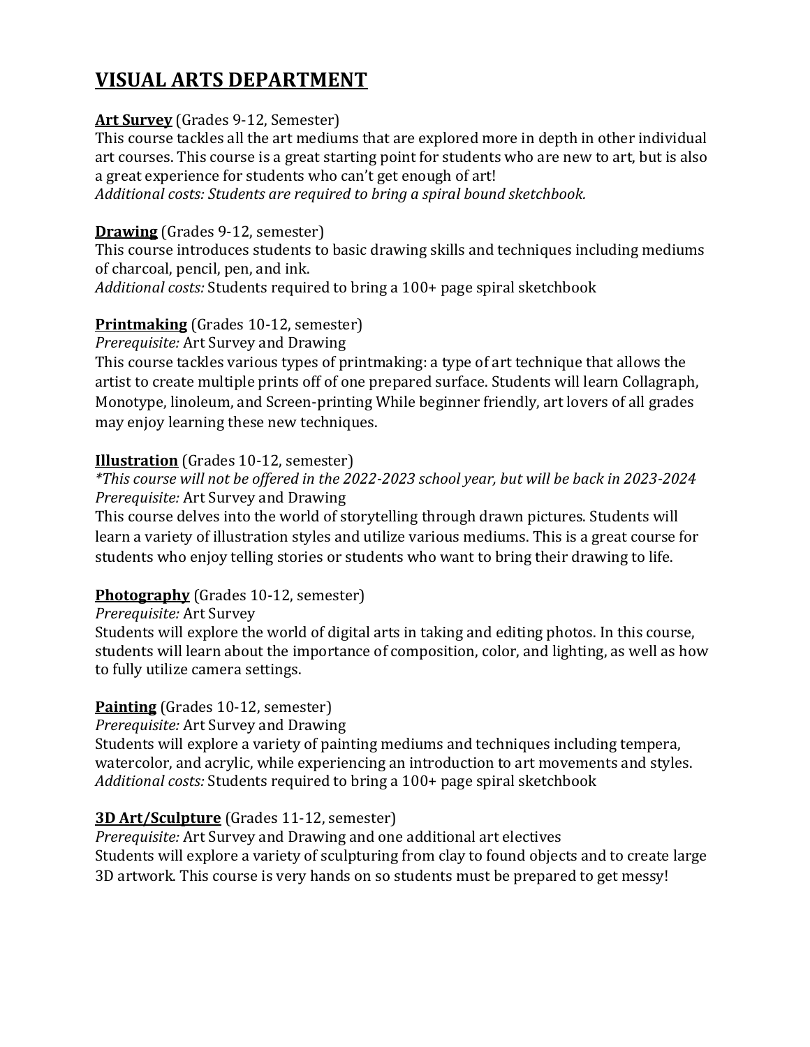# VISUAL ARTS DEPARTMENT

**Art Survey** (Grades 9-12, Semester)
This course tackles all the art mediums that are explored more in depth in other individual art courses. This course is a great starting point for students who are new to art, but is also a great experience for students who can't get enough of art!
*Additional costs: Students are required to bring a spiral bound sketchbook.*

**Drawing** (Grades 9-12, semester)
This course introduces students to basic drawing skills and techniques including mediums of charcoal, pencil, pen, and ink.
*Additional costs:* Students required to bring a 100+ page spiral sketchbook

**Printmaking** (Grades 10-12, semester)
*Prerequisite:* Art Survey and Drawing
This course tackles various types of printmaking: a type of art technique that allows the artist to create multiple prints off of one prepared surface. Students will learn Collagraph, Monotype, linoleum, and Screen-printing While beginner friendly, art lovers of all grades may enjoy learning these new techniques.

**Illustration** (Grades 10-12, semester)
*\*This course will not be offered in the 2022-2023 school year, but will be back in 2023-2024*
*Prerequisite:* Art Survey and Drawing
This course delves into the world of storytelling through drawn pictures. Students will learn a variety of illustration styles and utilize various mediums. This is a great course for students who enjoy telling stories or students who want to bring their drawing to life.

**Photography** (Grades 10-12, semester)
*Prerequisite:* Art Survey
Students will explore the world of digital arts in taking and editing photos. In this course, students will learn about the importance of composition, color, and lighting, as well as how to fully utilize camera settings.

**Painting** (Grades 10-12, semester)
*Prerequisite:* Art Survey and Drawing
Students will explore a variety of painting mediums and techniques including tempera, watercolor, and acrylic, while experiencing an introduction to art movements and styles.
*Additional costs:* Students required to bring a 100+ page spiral sketchbook

**3D Art/Sculpture** (Grades 11-12, semester)
*Prerequisite:* Art Survey and Drawing and one additional art electives
Students will explore a variety of sculpturing from clay to found objects and to create large 3D artwork. This course is very hands on so students must be prepared to get messy!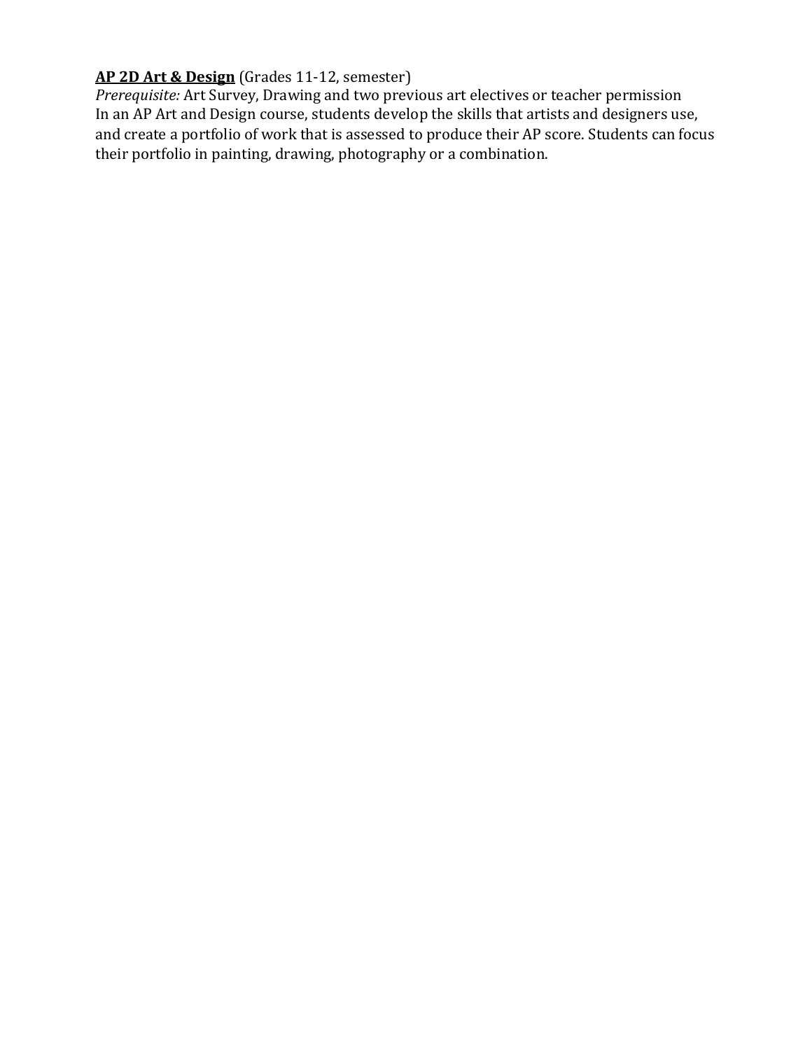**<u>AP 2D Art & Design</u>** (Grades 11-12, semester)
*Prerequisite:* Art Survey, Drawing and two previous art electives or teacher permission
In an AP Art and Design course, students develop the skills that artists and designers use, and create a portfolio of work that is assessed to produce their AP score. Students can focus their portfolio in painting, drawing, photography or a combination.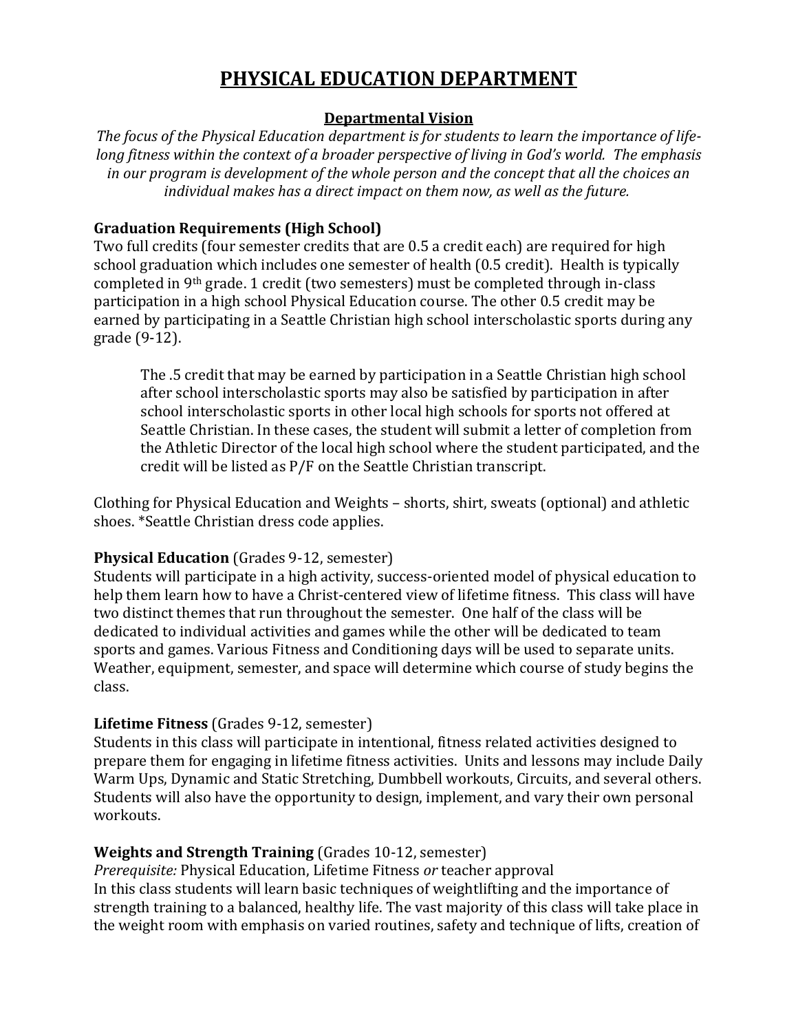# PHYSICAL EDUCATION DEPARTMENT

## Departmental Vision

*The focus of the Physical Education department is for students to learn the importance of life-long fitness within the context of a broader perspective of living in God's world. The emphasis in our program is development of the whole person and the concept that all the choices an individual makes has a direct impact on them now, as well the future.*

### Graduation Requirements (High School)

Two full credits (four semester credits that are 0.5 a credit each) are required for high school graduation which includes one semester of health (0.5 credit). Health is typically completed in 9th grade. 1 credit (two semesters) must be completed through in-class participation in a high school Physical Education course. The other 0.5 credit may be earned by participating in a Seattle Christian high school interscholastic sports during any grade (9-12).

> The .5 credit that may be earned by participation in a Seattle Christian high school after school interscholastic sports may also be satisfied by participation in after school interscholastic sports in other local high schools for sports not offered at Seattle Christian. In these cases, the student will submit a letter of completion from the Athletic Director of the local high school where the student participated, and the credit will be listed as P/F on the Seattle Christian transcript.

Clothing for Physical Education and Weights – shorts, shirt, sweats (optional) and athletic shoes. *Seattle Christian dress code applies.

**Physical Education** (Grades 9-12, semester)

Students will participate in a high activity, success-oriented model of physical education to help them learn how to have a Christ-centered view of lifetime fitness. This class will have two distinct themes that run throughout the semester. One half of the class will be dedicated to individual activities and games while the other will be dedicated to team sports and games. Various Fitness and Conditioning days will be used to separate units. Weather, equipment, semester, and space will determine which course of study begins the class.

**Lifetime Fitness** (Grades 9-12, semester)

Students in this class will participate in intentional, fitness related activities designed to prepare them for engaging in lifetime fitness activities. Units and lessons may include Daily Warm Ups, Dynamic and Static Stretching, Dumbbell workouts, Circuits, and several others. Students will also have the opportunity to design, implement, and vary their own personal workouts.

**Weights and Strength Training** (Grades 10-12, semester)

*Prerequisite:* Physical Education, Lifetime Fitness *or* teacher approval

In this class students will learn basic techniques of weightlifting and the importance of strength training to a balanced, healthy life. The vast majority of this class will take place in the weight room with emphasis on varied routines, safety and technique of lifts, creation of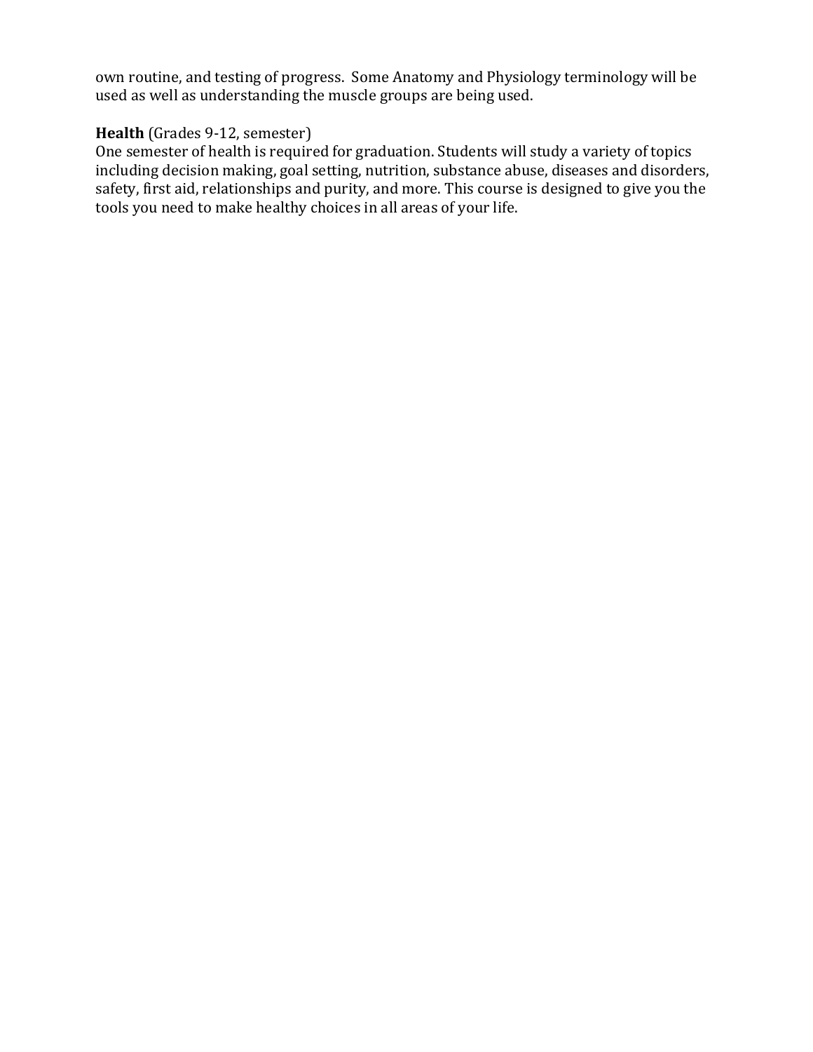own routine, and testing of progress. Some Anatomy and Physiology terminology will be used as well as understanding the muscle groups are being used.

**Health** (Grades 9-12, semester)
One semester of health is required for graduation. Students will study a variety of topics including decision making, goal setting, nutrition, substance abuse, diseases and disorders, safety, first aid, relationships and purity, and more. This course is designed to give you the tools you need to make healthy choices in all areas of your life.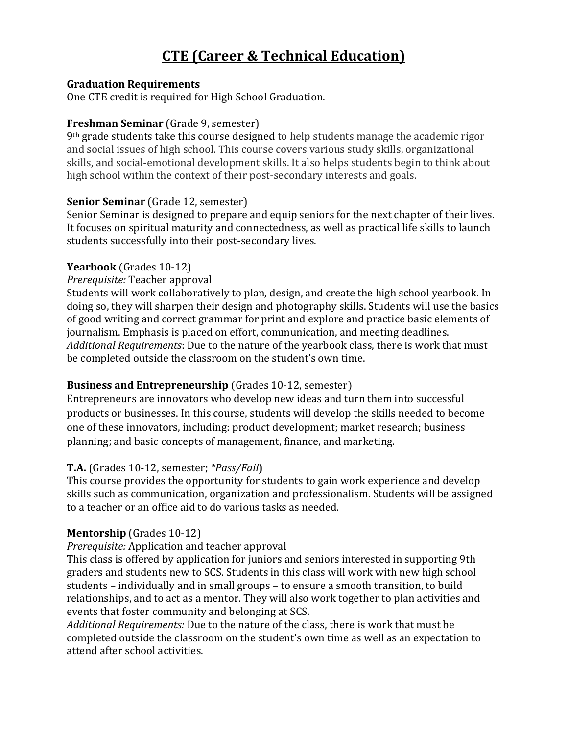# CTE (Career & Technical Education)

**Graduation Requirements**
One CTE credit is required for High School Graduation.

**Freshman Seminar** (Grade 9, semester)
9th grade students take this course designed to help students manage the academic rigor and social issues of high school. This course covers various study skills, organizational skills, and social-emotional development skills. It also helps students begin to think about high school within the context of their post-secondary interests and goals.

**Senior Seminar** (Grade 12, semester)
Senior Seminar is designed to prepare and equip seniors for the next chapter of their lives. It focuses on spiritual maturity and connectedness, as well as practical life skills to launch students successfully into their post-secondary lives.

**Yearbook** (Grades 10-12)
*Prerequisite:* Teacher approval
Students will work collaboratively to plan, design, and create the high school yearbook. In doing so, they will sharpen their design and photography skills. Students will use the basics of good writing and correct grammar for print and explore and practice basic elements of journalism. Emphasis is placed on effort, communication, and meeting deadlines.
*Additional Requirements*: Due to the nature of the yearbook class, there is work that must be completed outside the classroom on the student's own time.

**Business and Entrepreneurship** (Grades 10-12, semester)
Entrepreneurs are innovators who develop new ideas and turn them into successful products or businesses. In this course, students will develop the skills needed to become one of these innovators, including: product development; market research; business planning; and basic concepts of management, finance, and marketing.

**T.A.** (Grades 10-12, semester; *\*Pass/Fail*)
This course provides the opportunity for students to gain work experience and develop skills such as communication, organization and professionalism. Students will be assigned to a teacher or an office aid to do various tasks as needed.

**Mentorship** (Grades 10-12)
*Prerequisite:* Application and teacher approval
This class is offered by application for juniors and seniors interested in supporting 9th graders and students new to SCS. Students in this class will work with new high school students – individually and in small groups – to ensure a smooth transition, to build relationships, and to act as a mentor. They will also work together to plan activities and events that foster community and belonging at SCS.
*Additional Requirements:* Due to the nature of the class, there is work that must be completed outside the classroom on the student's own time as well as an expectation to attend after school activities.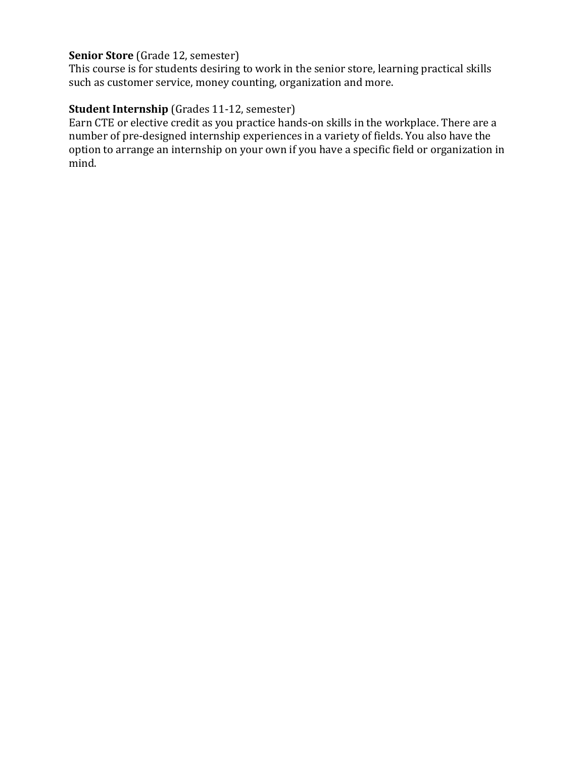**Senior Store** (Grade 12, semester)
This course is for students desiring to work in the senior store, learning practical skills such as customer service, money counting, organization and more.

**Student Internship** (Grades 11-12, semester)
Earn CTE or elective credit as you practice hands-on skills in the workplace. There are a number of pre-designed internship experiences in a variety of fields. You also have the option to arrange an internship on your own if you have a specific field or organization in mind.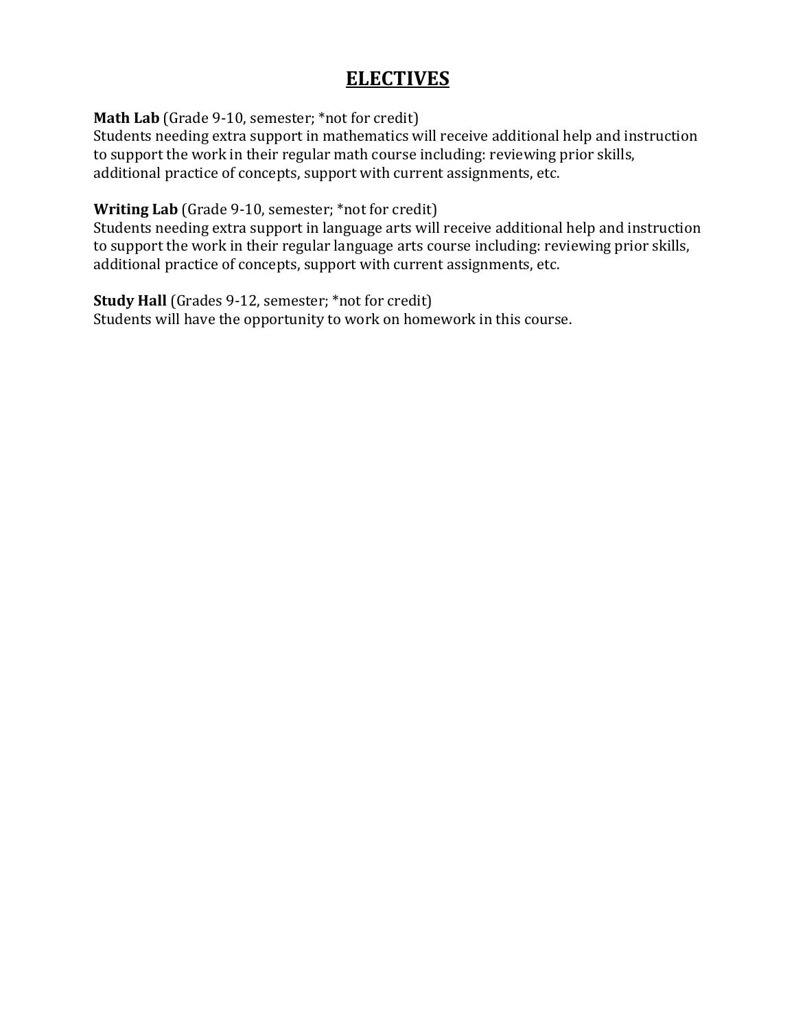# ELECTIVES

**Math Lab** (Grade 9-10, semester; *not for credit)
Students needing extra support in mathematics will receive additional help and instruction to support the work in their regular math course including: reviewing prior skills, additional practice of concepts, support with current assignments, etc.

**Writing Lab** (Grade 9-10, semester; *not for credit)
Students needing extra support in language arts will receive additional help and instruction to support the work in their regular language arts course including: reviewing prior skills, additional practice of concepts, support with current assignments, etc.

**Study Hall** (Grades 9-12, semester; *not for credit)
Students will have the opportunity to work on homework in this course.